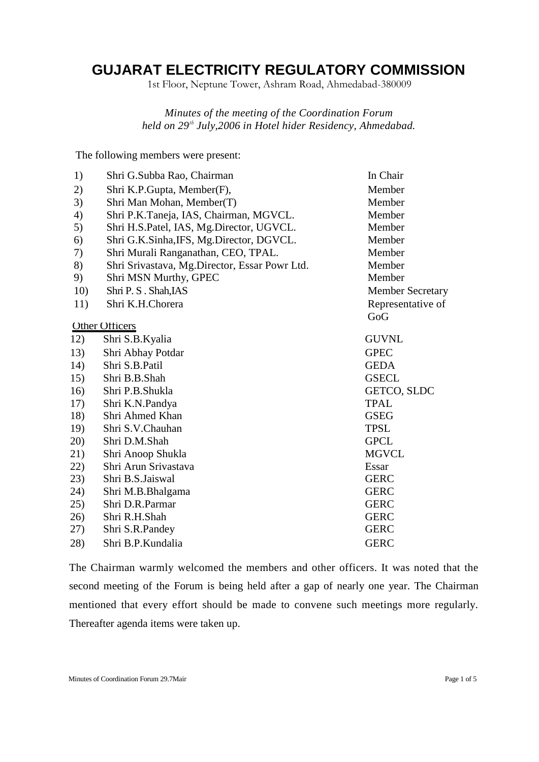# GUJARAT ELECTRICITY REGULATORY COMMISSION

1st Floor, Neptune Tower, Ashram Road, Ahmedabad-380009

*Minutes of the meeting of the Coordination Forum*
*held on 29th July,2006 in Hotel hider Residency, Ahmedabad.*

The following members were present:

| | | |
|---|---|---|
| 1) | Shri G.Subba Rao, Chairman | In Chair |
| 2) | Shri K.P.Gupta, Member(F), | Member |
| 3) | Shri Man Mohan, Member(T) | Member |
| 4) | Shri P.K.Taneja, IAS, Chairman, MGVCL. | Member |
| 5) | Shri H.S.Patel, IAS, Mg.Director, UGVCL. | Member |
| 6) | Shri G.K.Sinha,IFS, Mg.Director, DGVCL. | Member |
| 7) | Shri Murali Ranganathan, CEO, TPAL. | Member |
| 8) | Shri Srivastava, Mg.Director, Essar Powr Ltd. | Member |
| 9) | Shri MSN Murthy, GPEC | Member |
| 10) | Shri P. S . Shah,IAS | Member Secretary |
| 11) | Shri K.H.Chorera | Representative of GoG |

Other Officers

| | | |
|---|---|---|
| 12) | Shri S.B.Kyalia | GUVNL |
| 13) | Shri Abhay Potdar | GPEC |
| 14) | Shri S.B.Patil | GEDA |
| 15) | Shri B.B.Shah | GSECL |
| 16) | Shri P.B.Shukla | GETCO, SLDC |
| 17) | Shri K.N.Pandya | TPAL |
| 18) | Shri Ahmed Khan | GSEG |
| 19) | Shri S.V.Chauhan | TPSL |
| 20) | Shri D.M.Shah | GPCL |
| 21) | Shri Anoop Shukla | MGVCL |
| 22) | Shri Arun Srivastava | Essar |
| 23) | Shri B.S.Jaiswal | GERC |
| 24) | Shri M.B.Bhalgama | GERC |
| 25) | Shri D.R.Parmar | GERC |
| 26) | Shri R.H.Shah | GERC |
| 27) | Shri S.R.Pandey | GERC |
| 28) | Shri B.P.Kundalia | GERC |

The Chairman warmly welcomed the members and other officers. It was noted that the second meeting of the Forum is being held after a gap of nearly one year. The Chairman mentioned that every effort should be made to convene such meetings more regularly. Thereafter agenda items were taken up.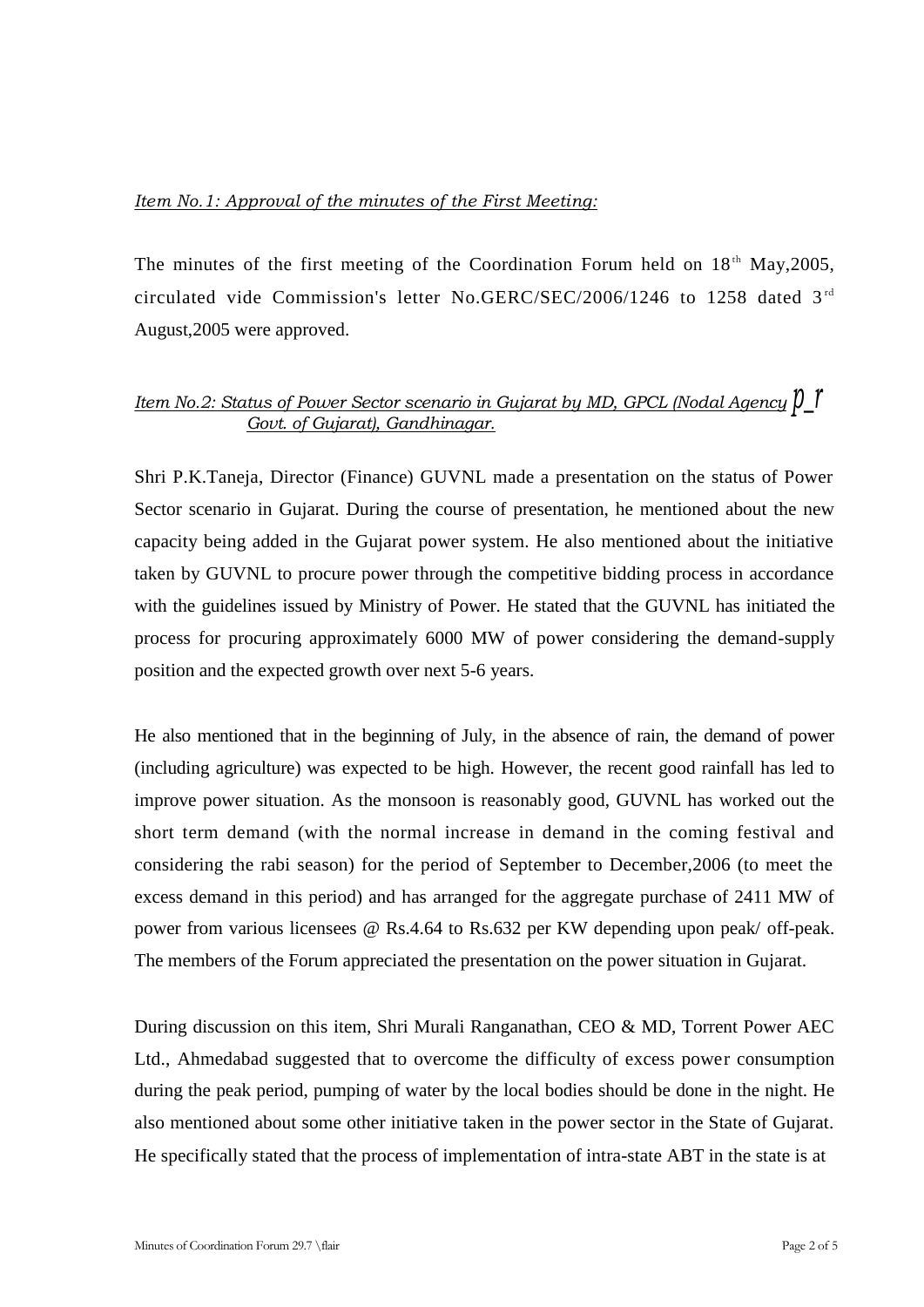*Item No.1: Approval of the minutes of the First Meeting:*

The minutes of the first meeting of the Coordination Forum held on 18th May,2005, circulated vide Commission's letter No.GERC/SEC/2006/1246 to 1258 dated 3rd August,2005 were approved.

*Item No.2: Status of Power Sector scenario in Gujarat by MD, GPCL (Nodal Agency p_r Govt. of Gujarat), Gandhinagar.*

Shri P.K.Taneja, Director (Finance) GUVNL made a presentation on the status of Power Sector scenario in Gujarat. During the course of presentation, he mentioned about the new capacity being added in the Gujarat power system. He also mentioned about the initiative taken by GUVNL to procure power through the competitive bidding process in accordance with the guidelines issued by Ministry of Power. He stated that the GUVNL has initiated the process for procuring approximately 6000 MW of power considering the demand-supply position and the expected growth over next 5-6 years.

He also mentioned that in the beginning of July, in the absence of rain, the demand of power (including agriculture) was expected to be high. However, the recent good rainfall has led to improve power situation. As the monsoon is reasonably good, GUVNL has worked out the short term demand (with the normal increase in demand in the coming festival and considering the rabi season) for the period of September to December,2006 (to meet the excess demand in this period) and has arranged for the aggregate purchase of 2411 MW of power from various licensees @ Rs.4.64 to Rs.632 per KW depending upon peak/ off-peak. The members of the Forum appreciated the presentation on the power situation in Gujarat.

During discussion on this item, Shri Murali Ranganathan, CEO & MD, Torrent Power AEC Ltd., Ahmedabad suggested that to overcome the difficulty of excess power consumption during the peak period, pumping of water by the local bodies should be done in the night. He also mentioned about some other initiative taken in the power sector in the State of Gujarat. He specifically stated that the process of implementation of intra-state ABT in the state is at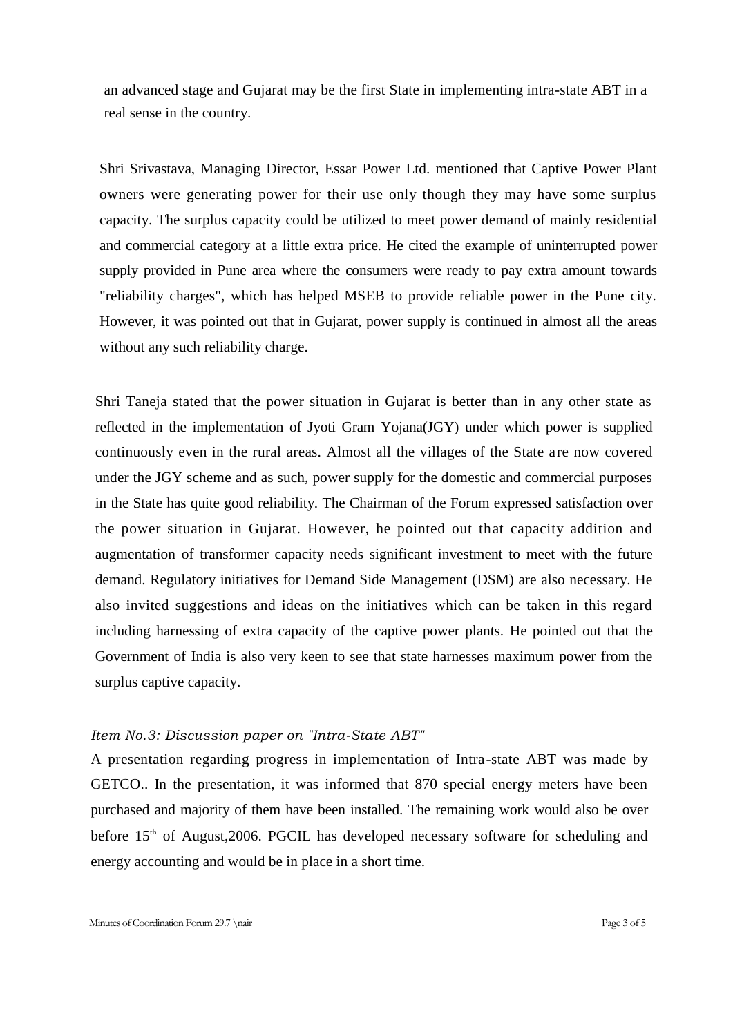an advanced stage and Gujarat may be the first State in implementing intra-state ABT in a real sense in the country.

Shri Srivastava, Managing Director, Essar Power Ltd. mentioned that Captive Power Plant owners were generating power for their use only though they may have some surplus capacity. The surplus capacity could be utilized to meet power demand of mainly residential and commercial category at a little extra price. He cited the example of uninterrupted power supply provided in Pune area where the consumers were ready to pay extra amount towards "reliability charges", which has helped MSEB to provide reliable power in the Pune city. However, it was pointed out that in Gujarat, power supply is continued in almost all the areas without any such reliability charge.

Shri Taneja stated that the power situation in Gujarat is better than in any other state as reflected in the implementation of Jyoti Gram Yojana(JGY) under which power is supplied continuously even in the rural areas. Almost all the villages of the State are now covered under the JGY scheme and as such, power supply for the domestic and commercial purposes in the State has quite good reliability. The Chairman of the Forum expressed satisfaction over the power situation in Gujarat. However, he pointed out that capacity addition and augmentation of transformer capacity needs significant investment to meet with the future demand. Regulatory initiatives for Demand Side Management (DSM) are also necessary. He also invited suggestions and ideas on the initiatives which can be taken in this regard including harnessing of extra capacity of the captive power plants. He pointed out that the Government of India is also very keen to see that state harnesses maximum power from the surplus captive capacity.

*Item No.3: Discussion paper on "Intra-State ABT"*

A presentation regarding progress in implementation of Intra-state ABT was made by GETCO.. In the presentation, it was informed that 870 special energy meters have been purchased and majority of them have been installed. The remaining work would also be over before 15th of August,2006. PGCIL has developed necessary software for scheduling and energy accounting and would be in place in a short time.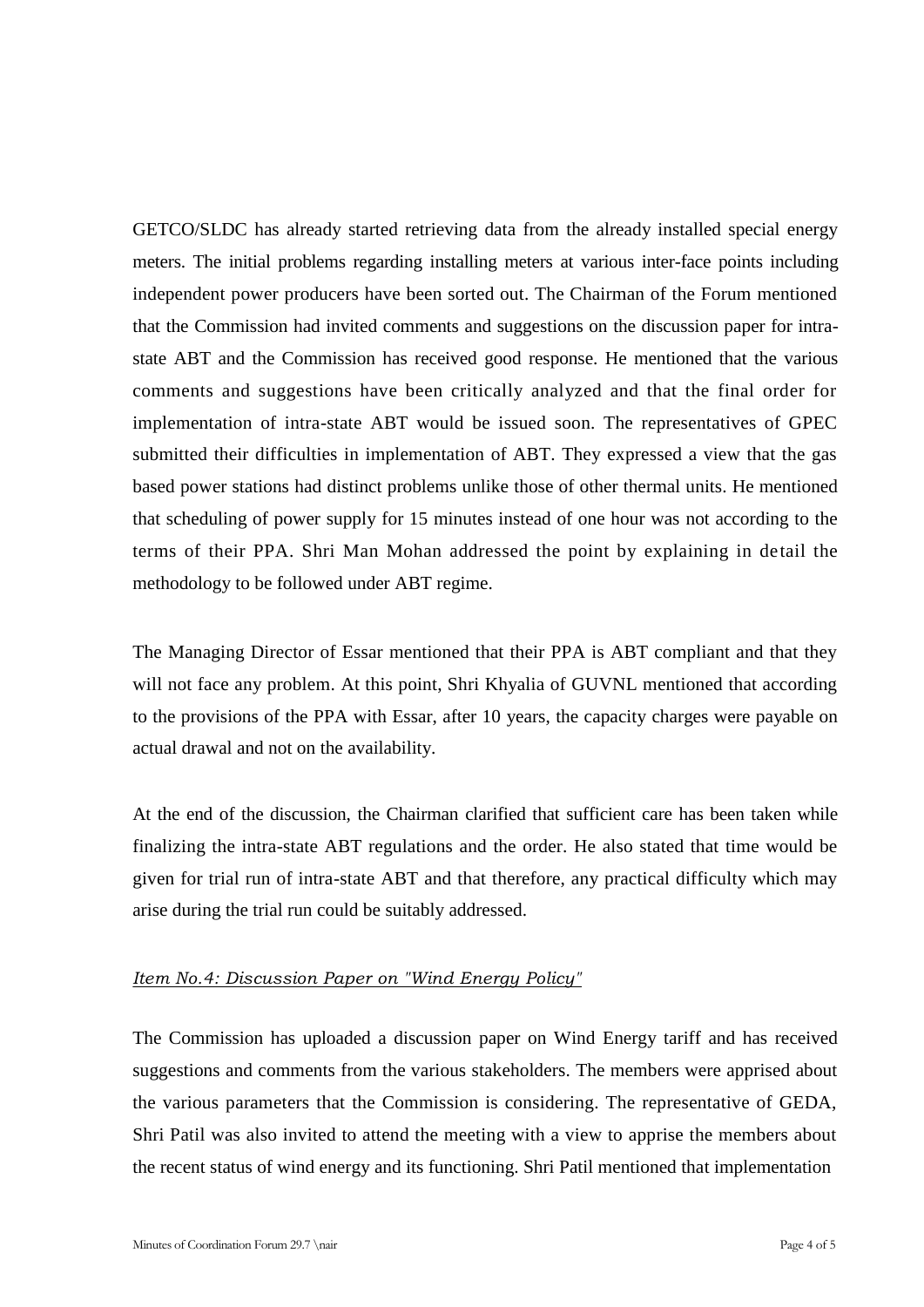GETCO/SLDC has already started retrieving data from the already installed special energy meters. The initial problems regarding installing meters at various inter-face points including independent power producers have been sorted out. The Chairman of the Forum mentioned that the Commission had invited comments and suggestions on the discussion paper for intra-state ABT and the Commission has received good response. He mentioned that the various comments and suggestions have been critically analyzed and that the final order for implementation of intra-state ABT would be issued soon. The representatives of GPEC submitted their difficulties in implementation of ABT. They expressed a view that the gas based power stations had distinct problems unlike those of other thermal units. He mentioned that scheduling of power supply for 15 minutes instead of one hour was not according to the terms of their PPA. Shri Man Mohan addressed the point by explaining in detail the methodology to be followed under ABT regime.

The Managing Director of Essar mentioned that their PPA is ABT compliant and that they will not face any problem. At this point, Shri Khyalia of GUVNL mentioned that according to the provisions of the PPA with Essar, after 10 years, the capacity charges were payable on actual drawal and not on the availability.

At the end of the discussion, the Chairman clarified that sufficient care has been taken while finalizing the intra-state ABT regulations and the order. He also stated that time would be given for trial run of intra-state ABT and that therefore, any practical difficulty which may arise during the trial run could be suitably addressed.

*Item No.4: Discussion Paper on "Wind Energy Policy"*

The Commission has uploaded a discussion paper on Wind Energy tariff and has received suggestions and comments from the various stakeholders. The members were apprised about the various parameters that the Commission is considering. The representative of GEDA, Shri Patil was also invited to attend the meeting with a view to apprise the members about the recent status of wind energy and its functioning. Shri Patil mentioned that implementation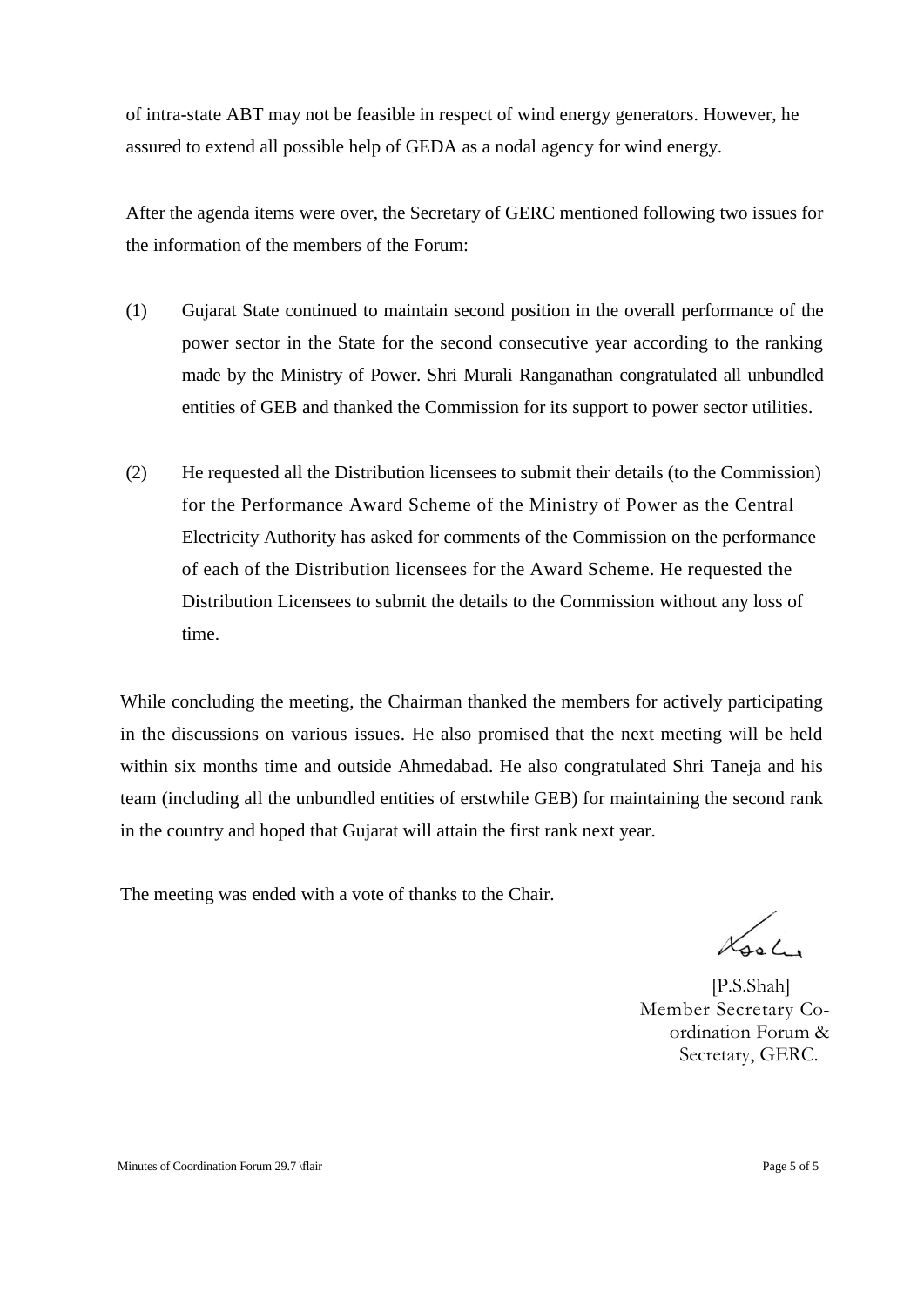of intra-state ABT may not be feasible in respect of wind energy generators. However, he assured to extend all possible help of GEDA as a nodal agency for wind energy.

After the agenda items were over, the Secretary of GERC mentioned following two issues for the information of the members of the Forum:

(1) Gujarat State continued to maintain second position in the overall performance of the power sector in the State for the second consecutive year according to the ranking made by the Ministry of Power. Shri Murali Ranganathan congratulated all unbundled entities of GEB and thanked the Commission for its support to power sector utilities.

(2) He requested all the Distribution licensees to submit their details (to the Commission) for the Performance Award Scheme of the Ministry of Power as the Central Electricity Authority has asked for comments of the Commission on the performance of each of the Distribution licensees for the Award Scheme. He requested the Distribution Licensees to submit the details to the Commission without any loss of time.

While concluding the meeting, the Chairman thanked the members for actively participating in the discussions on various issues. He also promised that the next meeting will be held within six months time and outside Ahmedabad. He also congratulated Shri Taneja and his team (including all the unbundled entities of erstwhile GEB) for maintaining the second rank in the country and hoped that Gujarat will attain the first rank next year.

The meeting was ended with a vote of thanks to the Chair.

[P.S.Shah]
Member Secretary Co-ordination Forum &
Secretary, GERC.